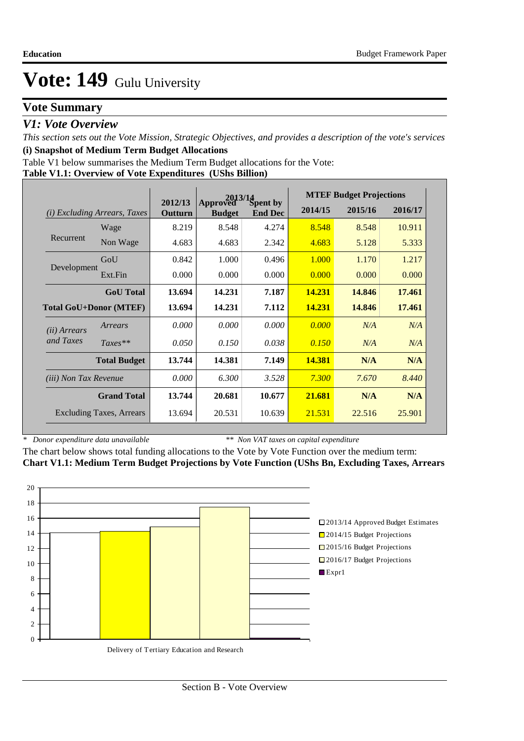# Vote: 149 Gulu University

## Vote Summary

### *V1: Vote Overview*

*This section sets out the Vote Mission, Strategic Objectives, and provides a description of the vote's services*

**(i) Snapshot of Medium Term Budget Allocations**

Table V1 below summarises the Medium Term Budget allocations for the Vote:

**Table V1.1: Overview of Vote Expenditures (UShs Billion)**

| *(i) Excluding Arrears, Taxes* | | 2012/13 Outturn | 2013/14 Approved Budget | 2013/14 Spent by End Dec | MTEF Budget Projections 2014/15 | 2015/16 | 2016/17 |
|---|---|---|---|---|---|---|---|
| Recurrent | Wage | 8.219 | 8.548 | 4.274 | 8.548 | 8.548 | 10.911 |
| | Non Wage | 4.683 | 4.683 | 2.342 | 4.683 | 5.128 | 5.333 |
| Development | GoU | 0.842 | 1.000 | 0.496 | 1.000 | 1.170 | 1.217 |
| | Ext.Fin | 0.000 | 0.000 | 0.000 | 0.000 | 0.000 | 0.000 |
| | **GoU Total** | **13.694** | **14.231** | **7.187** | **14.231** | **14.846** | **17.461** |
| **Total GoU+Donor (MTEF)** | | **13.694** | **14.231** | **7.112** | **14.231** | **14.846** | **17.461** |
| *(ii) Arrears and Taxes* | *Arrears* | *0.000* | *0.000* | *0.000* | *0.000* | *N/A* | *N/A* |
| | *Taxes*** | *0.050* | *0.150* | *0.038* | *0.150* | *N/A* | *N/A* |
| | **Total Budget** | **13.744** | **14.381** | **7.149** | **14.381** | **N/A** | **N/A** |
| *(iii) Non Tax Revenue* | | *0.000* | *6.300* | *3.528* | *7.300* | *7.670* | *8.440* |
| | **Grand Total** | **13.744** | **20.681** | **10.677** | **21.681** | **N/A** | **N/A** |
| Excluding Taxes, Arrears | | 13.694 | 20.531 | 10.639 | 21.531 | 22.516 | 25.901 |

\* *Donor expenditure data unavailable* ** *Non VAT taxes on capital expenditure*

The chart below shows total funding allocations to the Vote by Vote Function over the medium term:

**Chart V1.1: Medium Term Budget Projections by Vote Function (UShs Bn, Excluding Taxes, Arrears**

20
18
16
14
12
10
8
6
4
2
0

Delivery of Tertiary Education and Research

2013/14 Approved Budget Estimates
2014/15 Budget Projections
2015/16 Budget Projections
2016/17 Budget Projections
Expr1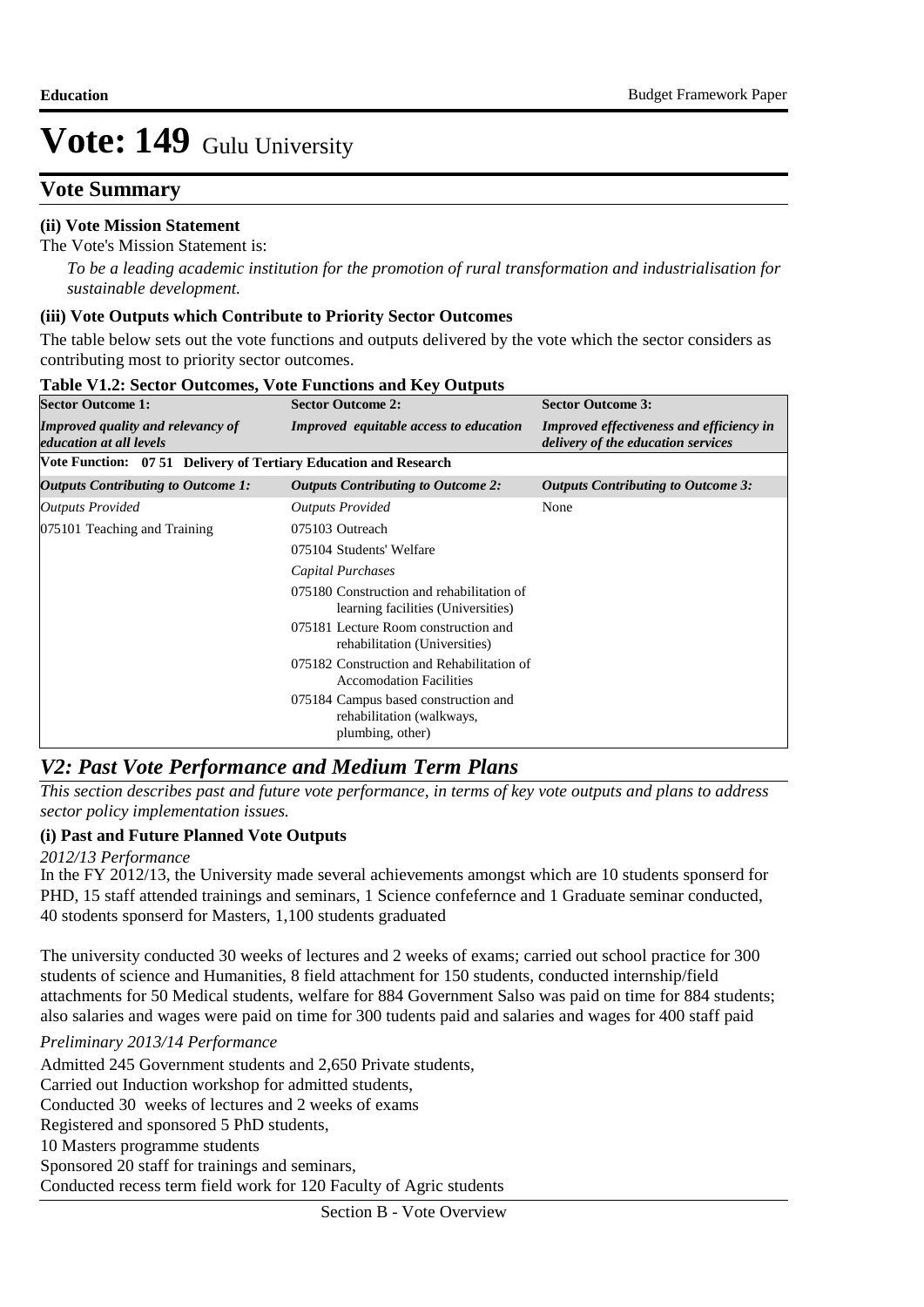# Vote: 149 Gulu University

## Vote Summary

**(ii) Vote Mission Statement**

The Vote's Mission Statement is:

*To be a leading academic institution for the promotion of rural transformation and industrialisation for sustainable development.*

**(iii) Vote Outputs which Contribute to Priority Sector Outcomes**

The table below sets out the vote functions and outputs delivered by the vote which the sector considers as contributing most to priority sector outcomes.

**Table V1.2: Sector Outcomes, Vote Functions and Key Outputs**

| **Sector Outcome 1:** | **Sector Outcome 2:** | **Sector Outcome 3:** |
|---|---|---|
| ***Improved quality and relevancy of education at all levels*** | ***Improved equitable access to education*** | ***Improved effectiveness and efficiency in delivery of the education services*** |
| **Vote Function: 07 51 Delivery of Tertiary Education and Research** | | |
| ***Outputs Contributing to Outcome 1:*** | ***Outputs Contributing to Outcome 2:*** | ***Outputs Contributing to Outcome 3:*** |
| *Outputs Provided* | *Outputs Provided* | None |
| 075101 Teaching and Training | 075103 Outreach | |
| | 075104 Students' Welfare | |
| | *Capital Purchases* | |
| | 075180 Construction and rehabilitation of learning facilities (Universities) | |
| | 075181 Lecture Room construction and rehabilitation (Universities) | |
| | 075182 Construction and Rehabilitation of Accomodation Facilities | |
| | 075184 Campus based construction and rehabilitation (walkways, plumbing, other) | |

## *V2: Past Vote Performance and Medium Term Plans*

*This section describes past and future vote performance, in terms of key vote outputs and plans to address sector policy implementation issues.*

**(i) Past and Future Planned Vote Outputs**

*2012/13 Performance*

In the FY 2012/13, the University made several achievements amongst which are 10 students sponserd for PHD, 15 staff attended trainings and seminars, 1 Science confefernce and 1 Graduate seminar conducted, 40 stodents sponserd for Masters, 1,100 students graduated

The university conducted 30 weeks of lectures and 2 weeks of exams; carried out school practice for 300 students of science and Humanities, 8 field attachment for 150 students, conducted internship/field attachments for 50 Medical students, welfare for 884 Government Salso was paid on time for 884 students; also salaries and wages were paid on time for 300 tudents paid and salaries and wages for 400 staff paid

*Preliminary 2013/14 Performance*

Admitted 245 Government students and 2,650 Private students,
Carried out Induction workshop for admitted students,
Conducted 30 weeks of lectures and 2 weeks of exams
Registered and sponsored 5 PhD students,
10 Masters programme students
Sponsored 20 staff for trainings and seminars,
Conducted recess term field work for 120 Faculty of Agric students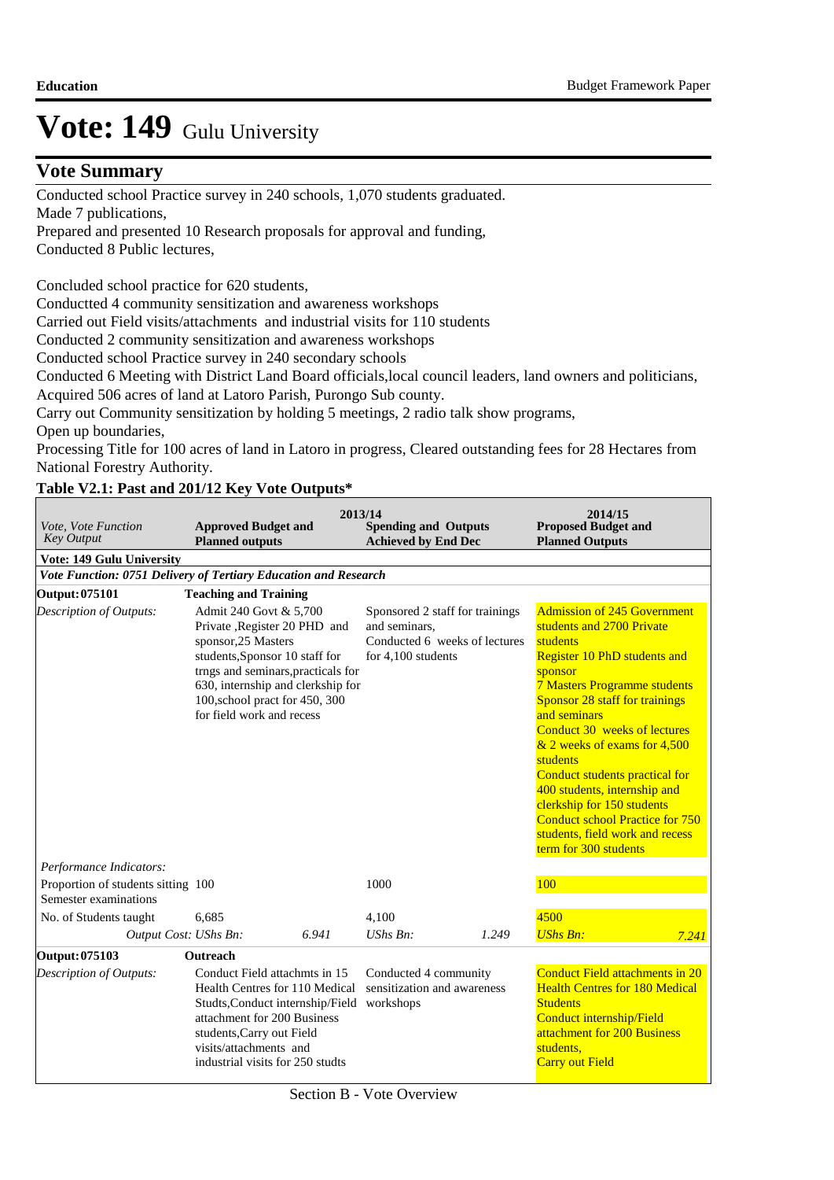# Vote: 149 Gulu University

## Vote Summary

Conducted school Practice survey in 240 schools, 1,070 students graduated.
Made 7 publications,
Prepared and presented 10 Research proposals for approval and funding,
Conducted 8 Public lectures,

Concluded school practice for 620 students,
Conductted 4 community sensitization and awareness workshops
Carried out Field visits/attachments and industrial visits for 110 students
Conducted 2 community sensitization and awareness workshops
Conducted school Practice survey in 240 secondary schools
Conducted 6 Meeting with District Land Board officials,local council leaders, land owners and politicians,
Acquired 506 acres of land at Latoro Parish, Purongo Sub county.
Carry out Community sensitization by holding 5 meetings, 2 radio talk show programs,
Open up boundaries,
Processing Title for 100 acres of land in Latoro in progress, Cleared outstanding fees for 28 Hectares from National Forestry Authority.

**Table V2.1: Past and 201/12 Key Vote Outputs***

| *Vote, Vote Function Key Output* | 2013/14 **Approved Budget and Planned outputs** | | **Spending and Outputs Achieved by End Dec** | | 2014/15 **Proposed Budget and Planned Outputs** | |
|---|---|---|---|---|---|---|
| **Vote: 149 Gulu University** | | | | | | |
| ***Vote Function: 0751 Delivery of Tertiary Education and Research*** | | | | | | |
| **Output: 075101** | **Teaching and Training** | | | | | |
| *Description of Outputs:* | Admit 240 Govt & 5,700 Private ,Register 20 PHD and sponsor,25 Masters students,Sponsor 10 staff for trngs and seminars,practicals for 630, internship and clerkship for 100,school pract for 450, 300 for field work and recess | | Sponsored 2 staff for trainings and seminars, Conducted 6 weeks of lectures for 4,100 students | | Admission of 245 Government students and 2700 Private students Register 10 PhD students and sponsor 7 Masters Programme students Sponsor 28 staff for trainings and seminars Conduct 30 weeks of lectures & 2 weeks of exams for 4,500 students Conduct students practical for 400 students, internship and clerkship for 150 students Conduct school Practice for 750 students, field work and recess term for 300 students | |
| *Performance Indicators:* | | | | | | |
| Proportion of students sitting Semester examinations | 100 | | 1000 | | 100 | |
| No. of Students taught | 6,685 | | 4,100 | | 4500 | |
| *Output Cost:* | *UShs Bn:* | *6.941* | *UShs Bn:* | *1.249* | *UShs Bn:* | *7.241* |
| **Output: 075103** | **Outreach** | | | | | |
| *Description of Outputs:* | Conduct Field attachmts in 15 Health Centres for 110 Medical Studts,Conduct internship/Field attachment for 200 Business students,Carry out Field visits/attachments and industrial visits for 250 studts | | Conducted 4 community sensitization and awareness workshops | | Conduct Field attachments in 20 Health Centres for 180 Medical Students Conduct internship/Field attachment for 200 Business students, Carry out Field | |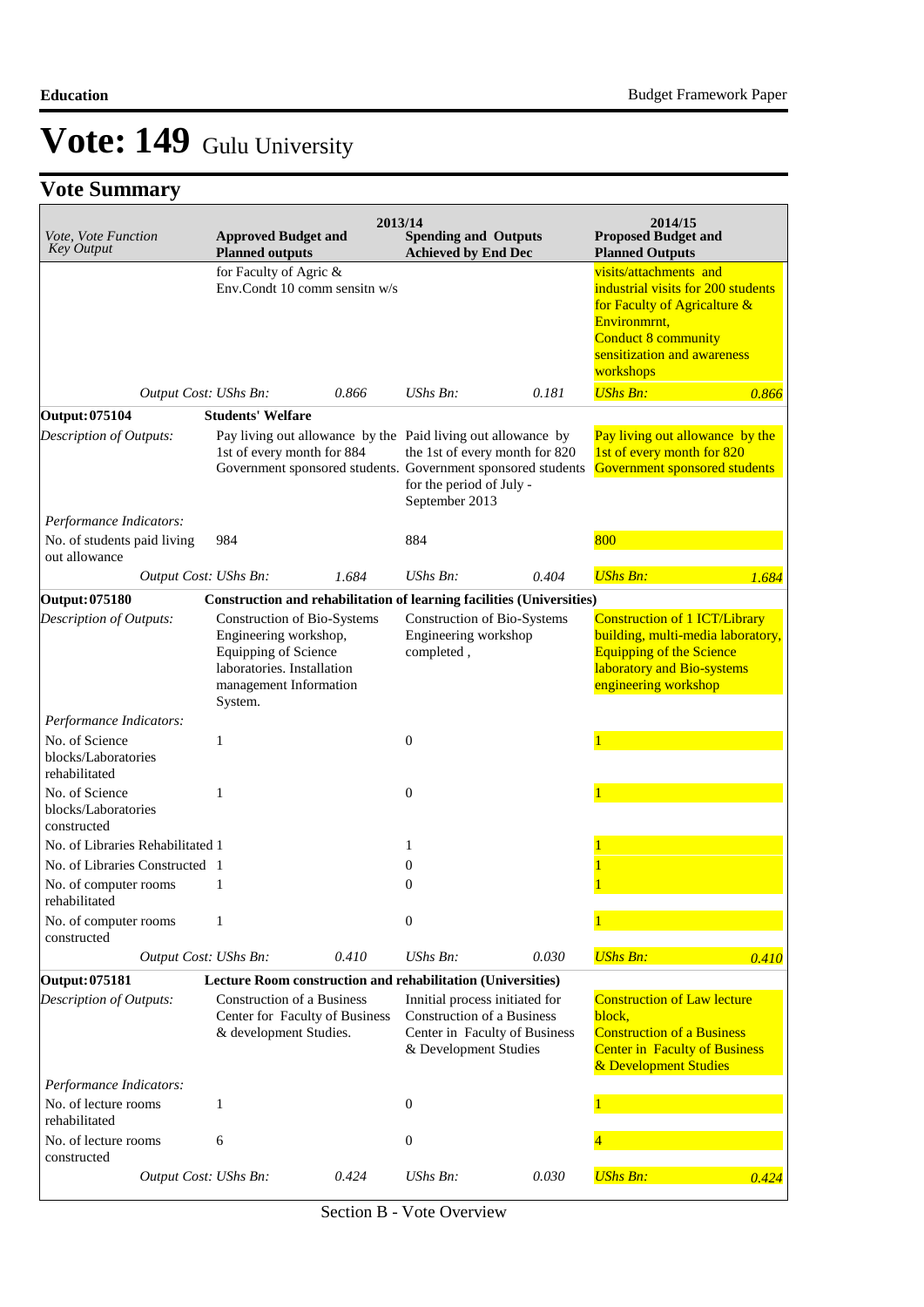# Vote: 149 Gulu University

## Vote Summary

| Vote, Vote Function Key Output | 2013/14 Approved Budget and Planned outputs | | 2013/14 Spending and Outputs Achieved by End Dec | | 2014/15 Proposed Budget and Planned Outputs | |
|---|---|---|---|---|---|---|
| | for Faculty of Agric & Env.Condt 10 comm sensitn w/s | | | | visits/attachments and industrial visits for 200 students for Faculty of Agricalture & Environmrnt, Conduct 8 community sensitization and awareness workshops | |
| *Output Cost: UShs Bn:* | | *0.866* | *UShs Bn:* | *0.181* | *UShs Bn:* | *0.866* |
| **Output: 075104** | **Students' Welfare** | | | | | |
| *Description of Outputs:* | Pay living out allowance by the 1st of every month for 884 Government sponsored students. | | Paid living out allowance by the 1st of every month for 820 Government sponsored students for the period of July - September 2013 | | Pay living out allowance by the 1st of every month for 820 Government sponsored students | |
| *Performance Indicators:* | | | | | | |
| No. of students paid living out allowance | 984 | | 884 | | 800 | |
| *Output Cost: UShs Bn:* | | *1.684* | *UShs Bn:* | *0.404* | *UShs Bn:* | *1.684* |
| **Output: 075180** | **Construction and rehabilitation of learning facilities (Universities)** | | | | | |
| *Description of Outputs:* | Construction of Bio-Systems Engineering workshop, Equipping of Science laboratories. Installation management Information System. | | Construction of Bio-Systems Engineering workshop completed , | | Construction of 1 ICT/Library building, multi-media laboratory, Equipping of the Science laboratory and Bio-systems engineering workshop | |
| *Performance Indicators:* | | | | | | |
| No. of Science blocks/Laboratories rehabilitated | 1 | | 0 | | 1 | |
| No. of Science blocks/Laboratories constructed | 1 | | 0 | | 1 | |
| No. of Libraries Rehabilitated | 1 | | 1 | | 1 | |
| No. of Libraries Constructed | 1 | | 0 | | 1 | |
| No. of computer rooms rehabilitated | 1 | | 0 | | 1 | |
| No. of computer rooms constructed | 1 | | 0 | | 1 | |
| *Output Cost: UShs Bn:* | | *0.410* | *UShs Bn:* | *0.030* | *UShs Bn:* | *0.410* |
| **Output: 075181** | **Lecture Room construction and rehabilitation (Universities)** | | | | | |
| *Description of Outputs:* | Construction of a Business Center for Faculty of Business & development Studies. | | Innitial process initiated for Construction of a Business Center in Faculty of Business & Development Studies | | Construction of Law lecture block, Construction of a Business Center in Faculty of Business & Development Studies | |
| *Performance Indicators:* | | | | | | |
| No. of lecture rooms rehabilitated | 1 | | 0 | | 1 | |
| No. of lecture rooms constructed | 6 | | 0 | | 4 | |
| *Output Cost: UShs Bn:* | | *0.424* | *UShs Bn:* | *0.030* | *UShs Bn:* | *0.424* |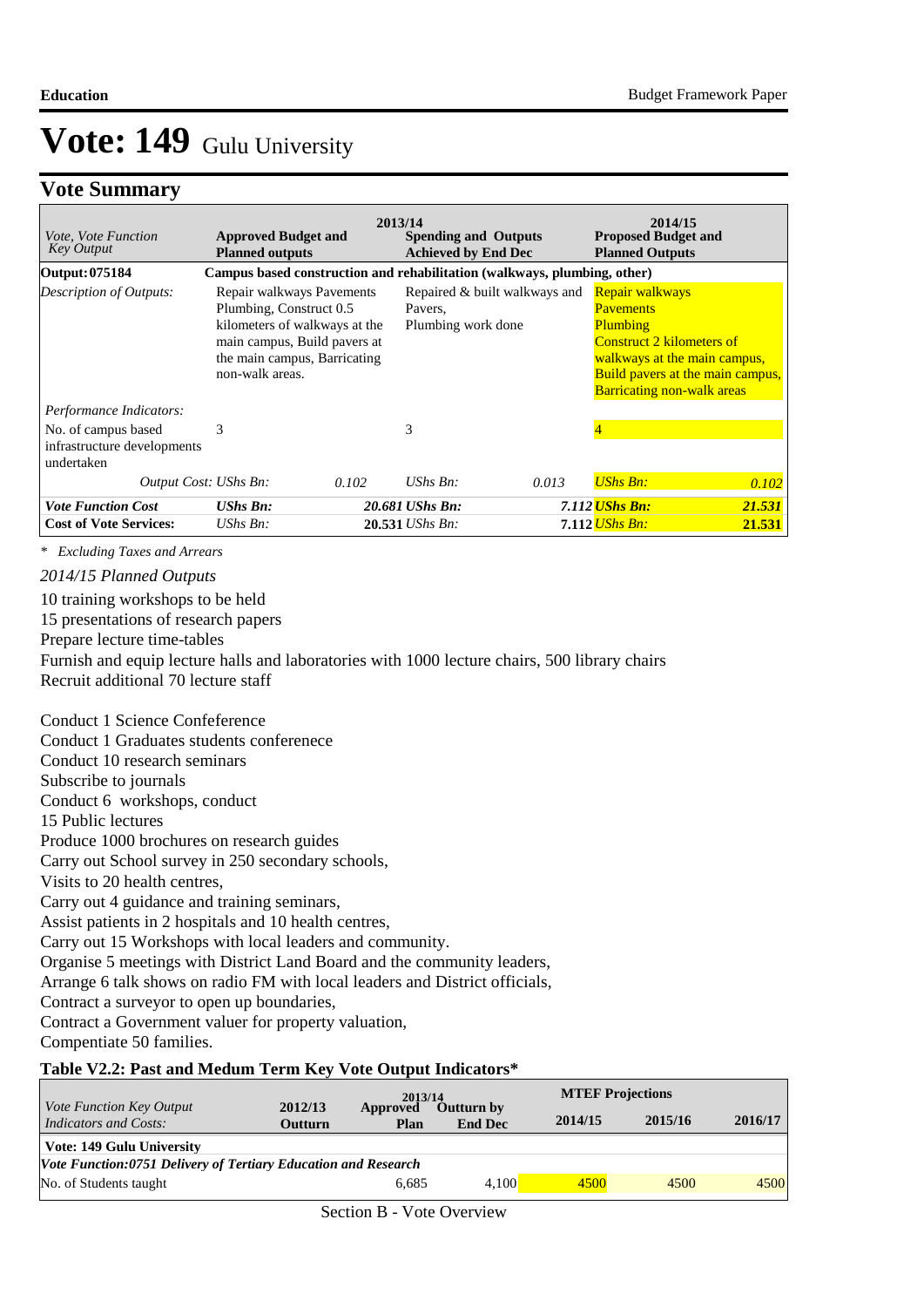# Vote: 149 Gulu University

## Vote Summary

| *Vote, Vote Function Key Output* | 2013/14 Approved Budget and Planned outputs | | 2013/14 Spending and Outputs Achieved by End Dec | | 2014/15 Proposed Budget and Planned Outputs | |
|---|---|---|---|---|---|---|
| **Output: 075184** | **Campus based construction and rehabilitation (walkways, plumbing, other)** | | | | | |
| *Description of Outputs:* | Repair walkways Pavements Plumbing, Construct 0.5 kilometers of walkways at the main campus, Build pavers at the main campus, Barricating non-walk areas. | | Repaired & built walkways and Pavers, Plumbing work done | | Repair walkways Pavements Plumbing Construct 2 kilometers of walkways at the main campus, Build pavers at the main campus, Barricating non-walk areas | |
| *Performance Indicators:* | | | | | | |
| No. of campus based infrastructure developments undertaken | 3 | | 3 | | 4 | |
| *Output Cost:* | *UShs Bn:* | *0.102* | *UShs Bn:* | *0.013* | *UShs Bn:* | *0.102* |
| ***Vote Function Cost*** | ***UShs Bn:*** | ***20.681*** | ***UShs Bn:*** | ***7.112*** | ***UShs Bn:*** | ***21.531*** |
| **Cost of Vote Services:** | *UShs Bn:* | **20.531** | *UShs Bn:* | **7.112** | *UShs Bn:* | **21.531** |

*\* Excluding Taxes and Arrears*

*2014/15 Planned Outputs*

10 training workshops to be held
15 presentations of research papers
Prepare lecture time-tables
Furnish and equip lecture halls and laboratories with 1000 lecture chairs, 500 library chairs
Recruit additional 70 lecture staff

Conduct 1 Science Confeference
Conduct 1 Graduates students conferenece
Conduct 10 research seminars
Subscribe to journals
Conduct 6 workshops, conduct
15 Public lectures
Produce 1000 brochures on research guides
Carry out School survey in 250 secondary schools,
Visits to 20 health centres,
Carry out 4 guidance and training seminars,
Assist patients in 2 hospitals and 10 health centres,
Carry out 15 Workshops with local leaders and community.
Organise 5 meetings with District Land Board and the community leaders,
Arrange 6 talk shows on radio FM with local leaders and District officials,
Contract a surveyor to open up boundaries,
Contract a Government valuer for property valuation,
Compentiate 50 families.

### Table V2.2: Past and Medum Term Key Vote Output Indicators*

| *Vote Function Key Output Indicators and Costs:* | 2012/13 Outturn | 2013/14 Approved Plan | 2013/14 Outturn by End Dec | MTEF Projections 2014/15 | 2015/16 | 2016/17 |
|---|---|---|---|---|---|---|
| **Vote: 149 Gulu University** | | | | | | |
| ***Vote Function:0751 Delivery of Tertiary Education and Research*** | | | | | | |
| No. of Students taught | | 6,685 | 4,100 | 4500 | 4500 | 4500 |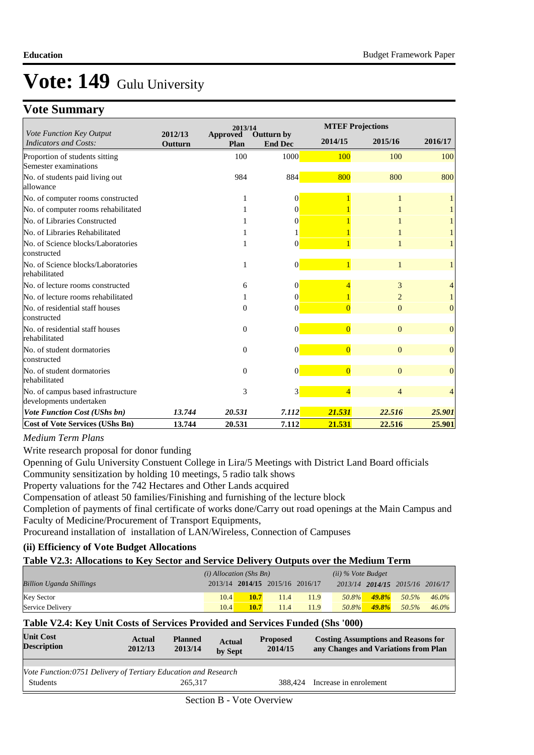# Vote: 149 Gulu University

## Vote Summary

| *Vote Function Key Output Indicators and Costs:* | 2012/13 Outturn | 2013/14 Approved Plan | 2013/14 Outturn by End Dec | MTEF Projections 2014/15 | MTEF Projections 2015/16 | MTEF Projections 2016/17 |
|---|---|---|---|---|---|---|
| Proportion of students sitting Semester examinations | | 100 | 1000 | 100 | 100 | 100 |
| No. of students paid living out allowance | | 984 | 884 | 800 | 800 | 800 |
| No. of computer rooms constructed | | 1 | 0 | 1 | 1 | 1 |
| No. of computer rooms rehabilitated | | 1 | 0 | 1 | 1 | 1 |
| No. of Libraries Constructed | | 1 | 0 | 1 | 1 | 1 |
| No. of Libraries Rehabilitated | | 1 | 1 | 1 | 1 | 1 |
| No. of Science blocks/Laboratories constructed | | 1 | 0 | 1 | 1 | 1 |
| No. of Science blocks/Laboratories rehabilitated | | 1 | 0 | 1 | 1 | 1 |
| No. of lecture rooms constructed | | 6 | 0 | 4 | 3 | 4 |
| No. of lecture rooms rehabilitated | | 1 | 0 | 1 | 2 | 1 |
| No. of residential staff houses constructed | | 0 | 0 | 0 | 0 | 0 |
| No. of residential staff houses rehabilitated | | 0 | 0 | 0 | 0 | 0 |
| No. of student dormatories constructed | | 0 | 0 | 0 | 0 | 0 |
| No. of student dormatories rehabilitated | | 0 | 0 | 0 | 0 | 0 |
| No. of campus based infrastructure developments undertaken | | 3 | 3 | 4 | 4 | 4 |
| ***Vote Function Cost (UShs bn)*** | ***13.744*** | ***20.531*** | ***7.112*** | ***21.531*** | ***22.516*** | ***25.901*** |
| **Cost of Vote Services (UShs Bn)** | **13.744** | **20.531** | **7.112** | **21.531** | **22.516** | **25.901** |

*Medium Term Plans*

Write research proposal for donor funding

Openning of Gulu University Constuent College in Lira/5 Meetings with District Land Board officials

Community sensitization by holding 10 meetings, 5 radio talk shows

Property valuations for the 742 Hectares and Other Lands acquired

Compensation of atleast 50 families/Finishing and furnishing of the lecture block

Completion of payments of final certificate of works done/Carry out road openings at the Main Campus and Faculty of Medicine/Procurement of Transport Equipments,

Procureand installation of installation of LAN/Wireless, Connection of Campuses

### (ii) Efficiency of Vote Budget Allocations

### Table V2.3: Allocations to Key Sector and Service Delivery Outputs over the Medium Term

| *Billion Uganda Shillings* | *(i) Allocation (Shs Bn)* 2013/14 | **2014/15** | 2015/16 | 2016/17 | *(ii) % Vote Budget* 2013/14 | **2014/15** | 2015/16 | 2016/17 |
|---|---|---|---|---|---|---|---|---|
| Key Sector | 10.4 | **10.7** | 11.4 | 11.9 | *50.8%* | ***49.8%*** | *50.5%* | *46.0%* |
| Service Delivery | 10.4 | **10.7** | 11.4 | 11.9 | *50.8%* | ***49.8%*** | *50.5%* | *46.0%* |

### Table V2.4: Key Unit Costs of Services Provided and Services Funded (Shs '000)

| Unit Cost Description | Actual 2012/13 | Planned 2013/14 | Actual by Sept | Proposed 2014/15 | Costing Assumptions and Reasons for any Changes and Variations from Plan |
|---|---|---|---|---|---|
| *Vote Function:0751 Delivery of Tertiary Education and Research* | | | | | |
| Students | | 265,317 | | 388,424 | Increase in enrolement |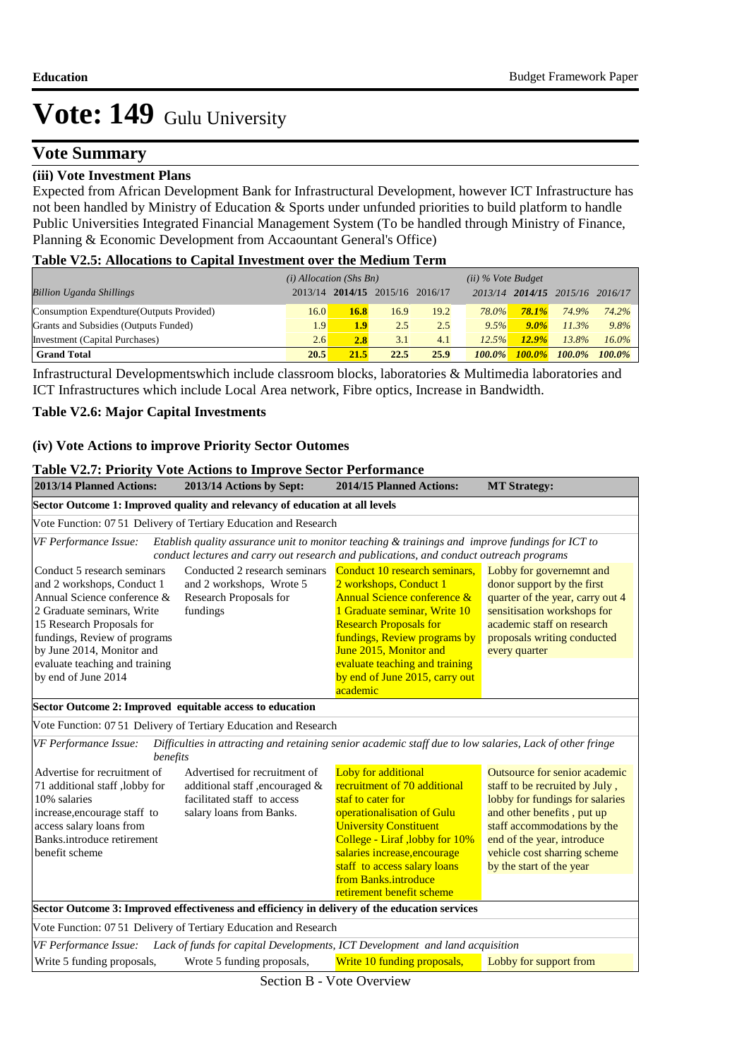# Vote: 149 Gulu University

## Vote Summary

### (iii) Vote Investment Plans

Expected from African Development Bank for Infrastructural Development, however ICT Infrastructure has not been handled by Ministry of Education & Sports under unfunded priorities to build platform to handle Public Universities Integrated Financial Management System (To be handled through Ministry of Finance, Planning & Economic Development from Accaountant General's Office)

**Table V2.5: Allocations to Capital Investment over the Medium Term**

| *Billion Uganda Shillings* | *(i) Allocation (Shs Bn)* 2013/14 | **2014/15** | 2015/16 | 2016/17 | *(ii) % Vote Budget* 2013/14 | **2014/15** | 2015/16 | 2016/17 |
|---|---|---|---|---|---|---|---|---|
| Consumption Expendture(Outputs Provided) | 16.0 | **16.8** | 16.9 | 19.2 | *78.0%* | ***78.1%*** | *74.9%* | *74.2%* |
| Grants and Subsidies (Outputs Funded) | 1.9 | **1.9** | 2.5 | 2.5 | *9.5%* | ***9.0%*** | *11.3%* | *9.8%* |
| Investment (Capital Purchases) | 2.6 | **2.8** | 3.1 | 4.1 | *12.5%* | ***12.9%*** | *13.8%* | *16.0%* |
| **Grand Total** | **20.5** | **21.5** | **22.5** | **25.9** | ***100.0%*** | ***100.0%*** | ***100.0%*** | ***100.0%*** |

Infrastructural Developmentswhich include classroom blocks, laboratories & Multimedia laboratories and ICT Infrastructures which include Local Area network, Fibre optics, Increase in Bandwidth.

**Table V2.6: Major Capital Investments**

### (iv) Vote Actions to improve Priority Sector Outomes

**Table V2.7: Priority Vote Actions to Improve Sector Performance**

| 2013/14 Planned Actions: | 2013/14 Actions by Sept: | 2014/15 Planned Actions: | MT Strategy: |
|---|---|---|---|
| **Sector Outcome 1: Improved quality and relevancy of education at all levels** | | | |
| Vote Function: 07 51 Delivery of Tertiary Education and Research | | | |
| *VF Performance Issue: Etablish quality assurance unit to monitor teaching & trainings and improve fundings for ICT to conduct lectures and carry out research and publications, and conduct outreach programs* | | | |
| Conduct 5 research seminars and 2 workshops, Conduct 1 Annual Science conference & 2 Graduate seminars, Write 15 Research Proposals for fundings, Review of programs by June 2014, Monitor and evaluate teaching and training by end of June 2014 | Conducted 2 research seminars and 2 workshops, Wrote 5 Research Proposals for fundings | Conduct 10 research seminars, 2 workshops, Conduct 1 Annual Science conference & 1 Graduate seminar, Write 10 Research Proposals for fundings, Review programs by June 2015, Monitor and evaluate teaching and training by end of June 2015, carry out academic | Lobby for governemnt and donor support by the first quarter of the year, carry out 4 sensitisation workshops for academic staff on research proposals writing conducted every quarter |
| **Sector Outcome 2: Improved equitable access to education** | | | |
| Vote Function: 07 51 Delivery of Tertiary Education and Research | | | |
| *VF Performance Issue: Difficulties in attracting and retaining senior academic staff due to low salaries, Lack of other fringe benefits* | | | |
| Advertise for recruitment of 71 additional staff ,lobby for 10% salaries increase,encourage staff to access salary loans from Banks.introduce retirement benefit scheme | Advertised for recruitment of additional staff ,encouraged & facilitated staff to access salary loans from Banks. | Loby for additional recruitment of 70 additional staf to cater for operationalisation of Gulu University Constituent College - Liraf ,lobby for 10% salaries increase,encourage staff to access salary loans from Banks.introduce retirement benefit scheme | Outsource for senior academic staff to be recruited by July , lobby for fundings for salaries and other benefits , put up staff accommodations by the end of the year, introduce vehicle cost sharring scheme by the start of the year |
| **Sector Outcome 3: Improved effectiveness and efficiency in delivery of the education services** | | | |
| Vote Function: 07 51 Delivery of Tertiary Education and Research | | | |
| *VF Performance Issue: Lack of funds for capital Developments, ICT Development and land acquisition* | | | |
| Write 5 funding proposals, | Wrote 5 funding proposals, | Write 10 funding proposals, | Lobby for support from |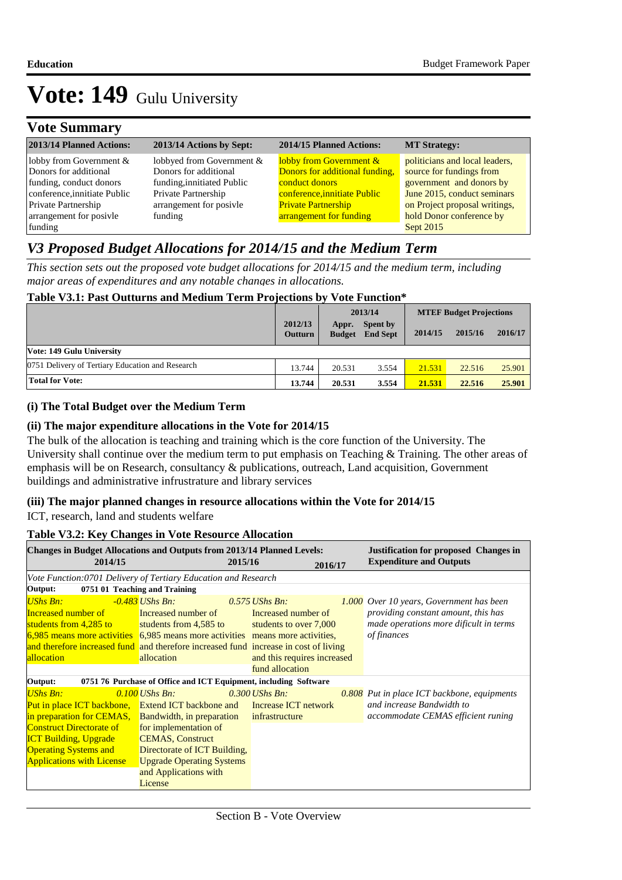# Vote: 149 Gulu University

## Vote Summary

| 2013/14 Planned Actions: | 2013/14 Actions by Sept: | 2014/15 Planned Actions: | MT Strategy: |
|---|---|---|---|
| lobby from Government & Donors for additional funding, conduct donors conference,innitiate Public Private Partnership arrangement for posivle funding | lobbyed from Government & Donors for additional funding,innitiated Public Private Partnership arrangement for posivle funding | lobby from Government & Donors for additional funding, conduct donors conference,innitiate Public Private Partnership arrangement for funding | politicians and local leaders, source for fundings from government and donors by June 2015, conduct seminars on Project proposal writings, hold Donor conference by Sept 2015 |

## *V3 Proposed Budget Allocations for 2014/15 and the Medium Term*

*This section sets out the proposed vote budget allocations for 2014/15 and the medium term, including major areas of expenditures and any notable changes in allocations.*

**Table V3.1: Past Outturns and Medium Term Projections by Vote Function***

| | 2012/13 Outturn | 2013/14 Appr. Budget | 2013/14 Spent by End Sept | MTEF Budget Projections 2014/15 | 2015/16 | 2016/17 |
|---|---|---|---|---|---|---|
| **Vote: 149 Gulu University** | | | | | | |
| 0751 Delivery of Tertiary Education and Research | 13.744 | 20.531 | 3.554 | 21.531 | 22.516 | 25.901 |
| **Total for Vote:** | **13.744** | **20.531** | **3.554** | **21.531** | **22.516** | **25.901** |

### (i) The Total Budget over the Medium Term

### (ii) The major expenditure allocations in the Vote for 2014/15

The bulk of the allocation is teaching and training which is the core function of the University. The University shall continue over the medium term to put emphasis on Teaching & Training. The other areas of emphasis will be on Research, consultancy & publications, outreach, Land acquisition, Government buildings and administrative infrustrature and library services

### (iii) The major planned changes in resource allocations within the Vote for 2014/15

ICT, research, land and students welfare

**Table V3.2: Key Changes in Vote Resource Allocation**

| Changes in Budget Allocations and Outputs from 2013/14 Planned Levels: 2014/15 | 2015/16 | 2016/17 | Justification for proposed Changes in Expenditure and Outputs |
|---|---|---|---|
| *Vote Function:0701 Delivery of Tertiary Education and Research* | | | |
| **Output: 0751 01 Teaching and Training** | | | |
| *UShs Bn: -0.483* Increased number of students from 4,285 to 6,985 means more activities and therefore increased fund allocation | *UShs Bn: 0.575* Increased number of students from 4,585 to 6,985 means more activities and therefore increased fund allocation | *UShs Bn: 1.000* Increased number of students to over 7,000 means more activities, increase in cost of living and this requires increased fund allocation | *Over 10 years, Government has been providing constant amount, this has made operations more dificult in terms of finances* |
| **Output: 0751 76 Purchase of Office and ICT Equipment, including Software** | | | |
| *UShs Bn: 0.100* Put in place ICT backbone, in preparation for CEMAS, Construct Directorate of ICT Building, Upgrade Operating Systems and Applications with License | *UShs Bn: 0.300* Extend ICT backbone and Bandwidth, in preparation for implementation of CEMAS, Construct Directorate of ICT Building, Upgrade Operating Systems and Applications with License | *UShs Bn: 0.808* Increase ICT network infrastructure | *Put in place ICT backbone, equipments and increase Bandwidth to accommodate CEMAS efficient runing* |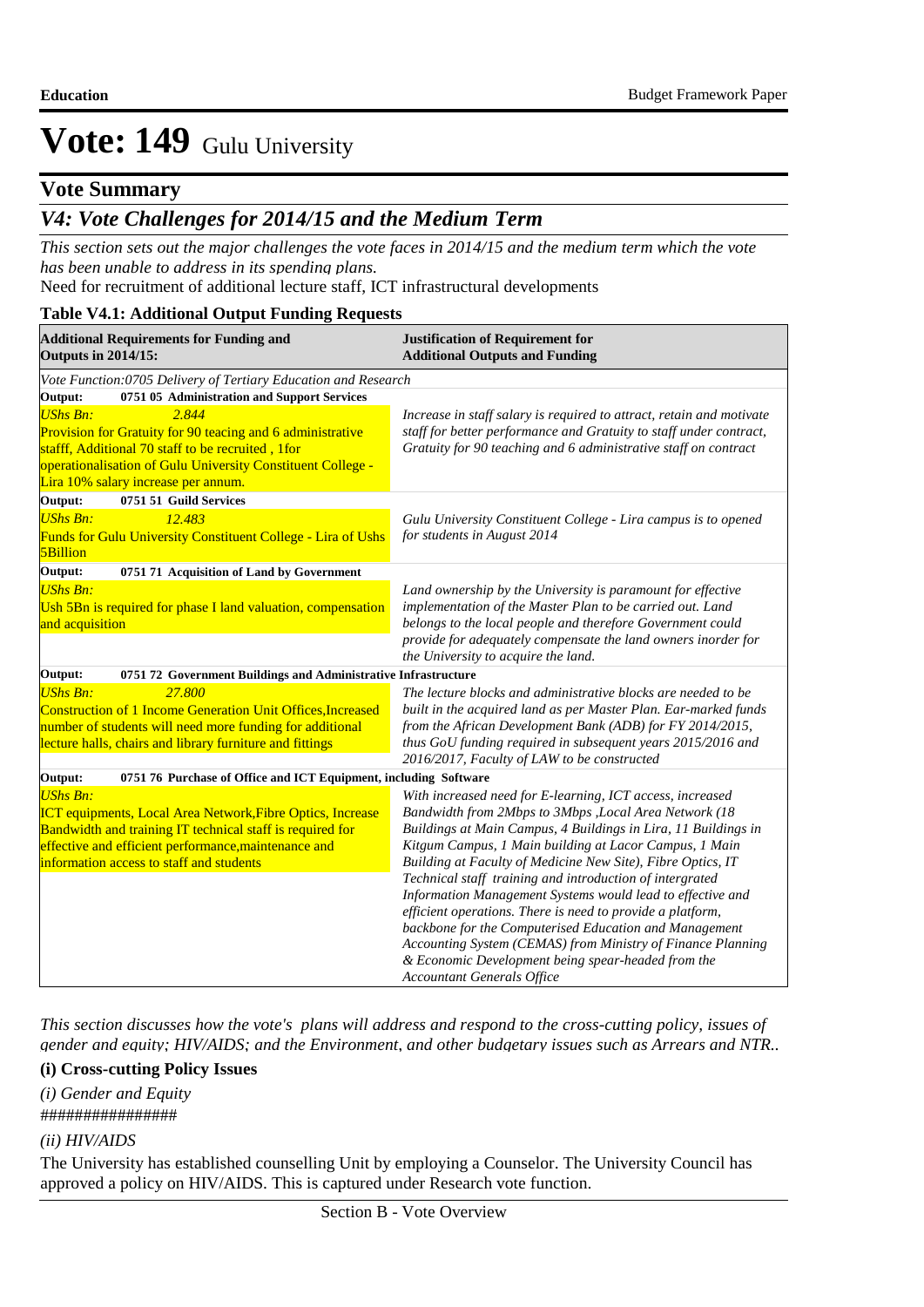# Vote: 149 Gulu University

## Vote Summary

## *V4: Vote Challenges for 2014/15 and the Medium Term*

*This section sets out the major challenges the vote faces in 2014/15 and the medium term which the vote has been unable to address in its spending plans.*

Need for recruitment of additional lecture staff, ICT infrastructural developments

**Table V4.1: Additional Output Funding Requests**

| Additional Requirements for Funding and Outputs in 2014/15: | Justification of Requirement for Additional Outputs and Funding |
|---|---|
| *Vote Function:0705 Delivery of Tertiary Education and Research* | |
| **Output: 0751 05 Administration and Support Services** | |
| *UShs Bn: 2.844*<br>Provision for Gratuity for 90 teacing and 6 administrative stafff, Additional 70 staff to be recruited , 1for operationalisation of Gulu University Constituent College - Lira 10% salary increase per annum. | *Increase in staff salary is required to attract, retain and motivate staff for better performance and Gratuity to staff under contract, Gratuity for 90 teaching and 6 administrative staff on contract* |
| **Output: 0751 51 Guild Services** | |
| *UShs Bn: 12.483*<br>Funds for Gulu University Constituent College - Lira of Ushs 5Billion | *Gulu University Constituent College - Lira campus is to opened for students in August 2014* |
| **Output: 0751 71 Acquisition of Land by Government** | |
| *UShs Bn:*<br>Ush 5Bn is required for phase I land valuation, compensation and acquisition | *Land ownership by the University is paramount for effective implementation of the Master Plan to be carried out. Land belongs to the local people and therefore Government could provide for adequately compensate the land owners inorder for the University to acquire the land.* |
| **Output: 0751 72 Government Buildings and Administrative Infrastructure** | |
| *UShs Bn: 27.800*<br>Construction of 1 Income Generation Unit Offices,Increased number of students will need more funding for additional lecture halls, chairs and library furniture and fittings | *The lecture blocks and administrative blocks are needed to be built in the acquired land as per Master Plan. Ear-marked funds from the African Development Bank (ADB) for FY 2014/2015, thus GoU funding required in subsequent years 2015/2016 and 2016/2017, Faculty of LAW to be constructed* |
| **Output: 0751 76 Purchase of Office and ICT Equipment, including Software** | |
| *UShs Bn:*<br>ICT equipments, Local Area Network,Fibre Optics, Increase Bandwidth and training IT technical staff is required for effective and efficient performance,maintenance and information access to staff and students | *With increased need for E-learning, ICT access, increased Bandwidth from 2Mbps to 3Mbps ,Local Area Network (18 Buildings at Main Campus, 4 Buildings in Lira, 11 Buildings in Kitgum Campus, 1 Main building at Lacor Campus, 1 Main Building at Faculty of Medicine New Site), Fibre Optics, IT Technical staff training and introduction of intergrated Information Management Systems would lead to effective and efficient operations. There is need to provide a platform, backbone for the Computerised Education and Management Accounting System (CEMAS) from Ministry of Finance Planning & Economic Development being spear-headed from the Accountant Generals Office* |

*This section discusses how the vote's plans will address and respond to the cross-cutting policy, issues of gender and equity; HIV/AIDS; and the Environment, and other budgetary issues such as Arrears and NTR..*

### (i) Cross-cutting Policy Issues

*(i) Gender and Equity*

################

*(ii) HIV/AIDS*

The University has established counselling Unit by employing a Counselor. The University Council has approved a policy on HIV/AIDS. This is captured under Research vote function.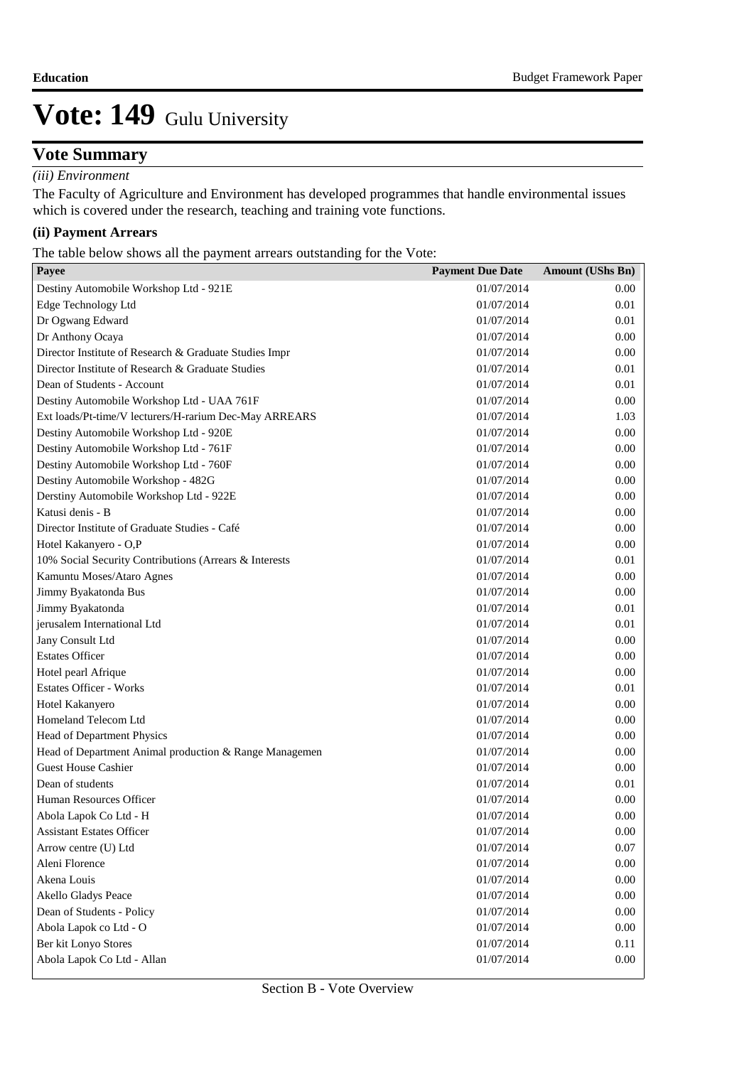# Vote: 149 Gulu University

## Vote Summary

*(iii) Environment*

The Faculty of Agriculture and Environment has developed programmes that handle environmental issues which is covered under the research, teaching and training vote functions.

**(ii) Payment Arrears**

The table below shows all the payment arrears outstanding for the Vote:

| Payee | Payment Due Date | Amount (UShs Bn) |
|---|---|---|
| Destiny Automobile Workshop Ltd - 921E | 01/07/2014 | 0.00 |
| Edge Technology Ltd | 01/07/2014 | 0.01 |
| Dr Ogwang Edward | 01/07/2014 | 0.01 |
| Dr Anthony Ocaya | 01/07/2014 | 0.00 |
| Director Institute of Research & Graduate Studies Impr | 01/07/2014 | 0.00 |
| Director Institute of Research & Graduate Studies | 01/07/2014 | 0.01 |
| Dean of Students - Account | 01/07/2014 | 0.01 |
| Destiny Automobile Workshop Ltd - UAA 761F | 01/07/2014 | 0.00 |
| Ext loads/Pt-time/V lecturers/H-rarium Dec-May ARREARS | 01/07/2014 | 1.03 |
| Destiny Automobile Workshop Ltd - 920E | 01/07/2014 | 0.00 |
| Destiny Automobile Workshop Ltd - 761F | 01/07/2014 | 0.00 |
| Destiny Automobile Workshop Ltd - 760F | 01/07/2014 | 0.00 |
| Destiny Automobile Workshop - 482G | 01/07/2014 | 0.00 |
| Derstiny Automobile Workshop Ltd - 922E | 01/07/2014 | 0.00 |
| Katusi denis - B | 01/07/2014 | 0.00 |
| Director Institute of Graduate Studies - Café | 01/07/2014 | 0.00 |
| Hotel Kakanyero - O,P | 01/07/2014 | 0.00 |
| 10% Social Security Contributions (Arrears & Interests | 01/07/2014 | 0.01 |
| Kamuntu Moses/Ataro Agnes | 01/07/2014 | 0.00 |
| Jimmy Byakatonda Bus | 01/07/2014 | 0.00 |
| Jimmy Byakatonda | 01/07/2014 | 0.01 |
| jerusalem International Ltd | 01/07/2014 | 0.01 |
| Jany Consult Ltd | 01/07/2014 | 0.00 |
| Estates Officer | 01/07/2014 | 0.00 |
| Hotel pearl Afrique | 01/07/2014 | 0.00 |
| Estates Officer - Works | 01/07/2014 | 0.01 |
| Hotel Kakanyero | 01/07/2014 | 0.00 |
| Homeland Telecom Ltd | 01/07/2014 | 0.00 |
| Head of Department Physics | 01/07/2014 | 0.00 |
| Head of Department Animal production & Range Managemen | 01/07/2014 | 0.00 |
| Guest House Cashier | 01/07/2014 | 0.00 |
| Dean of students | 01/07/2014 | 0.01 |
| Human Resources Officer | 01/07/2014 | 0.00 |
| Abola Lapok Co Ltd - H | 01/07/2014 | 0.00 |
| Assistant Estates Officer | 01/07/2014 | 0.00 |
| Arrow centre (U) Ltd | 01/07/2014 | 0.07 |
| Aleni Florence | 01/07/2014 | 0.00 |
| Akena Louis | 01/07/2014 | 0.00 |
| Akello Gladys Peace | 01/07/2014 | 0.00 |
| Dean of Students - Policy | 01/07/2014 | 0.00 |
| Abola Lapok co Ltd - O | 01/07/2014 | 0.00 |
| Ber kit Lonyo Stores | 01/07/2014 | 0.11 |
| Abola Lapok Co Ltd - Allan | 01/07/2014 | 0.00 |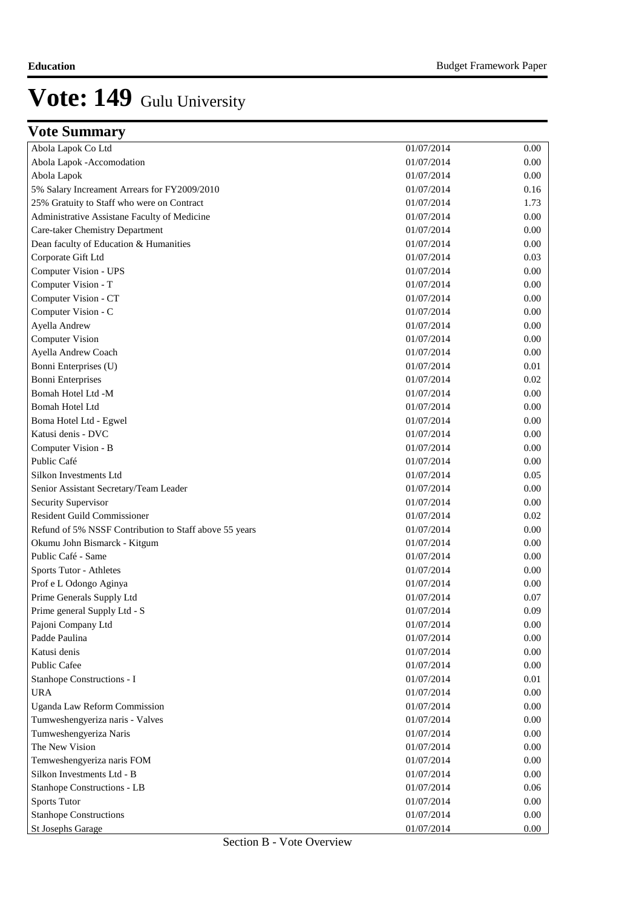# Vote: 149 Gulu University

## Vote Summary

| | | |
|---|---|---|
| Abola Lapok Co Ltd | 01/07/2014 | 0.00 |
| Abola Lapok -Accomodation | 01/07/2014 | 0.00 |
| Abola Lapok | 01/07/2014 | 0.00 |
| 5% Salary Increament Arrears for FY2009/2010 | 01/07/2014 | 0.16 |
| 25% Gratuity to Staff who were on Contract | 01/07/2014 | 1.73 |
| Administrative Assistane Faculty of Medicine | 01/07/2014 | 0.00 |
| Care-taker Chemistry Department | 01/07/2014 | 0.00 |
| Dean faculty of Education & Humanities | 01/07/2014 | 0.00 |
| Corporate Gift Ltd | 01/07/2014 | 0.03 |
| Computer Vision - UPS | 01/07/2014 | 0.00 |
| Computer Vision - T | 01/07/2014 | 0.00 |
| Computer Vision - CT | 01/07/2014 | 0.00 |
| Computer Vision - C | 01/07/2014 | 0.00 |
| Ayella Andrew | 01/07/2014 | 0.00 |
| Computer Vision | 01/07/2014 | 0.00 |
| Ayella Andrew Coach | 01/07/2014 | 0.00 |
| Bonni Enterprises (U) | 01/07/2014 | 0.01 |
| Bonni Enterprises | 01/07/2014 | 0.02 |
| Bomah Hotel Ltd -M | 01/07/2014 | 0.00 |
| Bomah Hotel Ltd | 01/07/2014 | 0.00 |
| Boma Hotel Ltd - Egwel | 01/07/2014 | 0.00 |
| Katusi denis - DVC | 01/07/2014 | 0.00 |
| Computer Vision - B | 01/07/2014 | 0.00 |
| Public Café | 01/07/2014 | 0.00 |
| Silkon Investments Ltd | 01/07/2014 | 0.05 |
| Senior Assistant Secretary/Team Leader | 01/07/2014 | 0.00 |
| Security Supervisor | 01/07/2014 | 0.00 |
| Resident Guild Commissioner | 01/07/2014 | 0.02 |
| Refund of 5% NSSF Contribution to Staff above 55 years | 01/07/2014 | 0.00 |
| Okumu John Bismarck - Kitgum | 01/07/2014 | 0.00 |
| Public Café - Same | 01/07/2014 | 0.00 |
| Sports Tutor - Athletes | 01/07/2014 | 0.00 |
| Prof e L Odongo Aginya | 01/07/2014 | 0.00 |
| Prime Generals Supply Ltd | 01/07/2014 | 0.07 |
| Prime general Supply Ltd - S | 01/07/2014 | 0.09 |
| Pajoni Company Ltd | 01/07/2014 | 0.00 |
| Padde Paulina | 01/07/2014 | 0.00 |
| Katusi denis | 01/07/2014 | 0.00 |
| Public Cafee | 01/07/2014 | 0.00 |
| Stanhope Constructions - I | 01/07/2014 | 0.01 |
| URA | 01/07/2014 | 0.00 |
| Uganda Law Reform Commission | 01/07/2014 | 0.00 |
| Tumweshengyeriza naris - Valves | 01/07/2014 | 0.00 |
| Tumweshengyeriza Naris | 01/07/2014 | 0.00 |
| The New Vision | 01/07/2014 | 0.00 |
| Temweshengyeriza naris FOM | 01/07/2014 | 0.00 |
| Silkon Investments Ltd - B | 01/07/2014 | 0.00 |
| Stanhope Constructions - LB | 01/07/2014 | 0.06 |
| Sports Tutor | 01/07/2014 | 0.00 |
| Stanhope Constructions | 01/07/2014 | 0.00 |
| St Josephs Garage | 01/07/2014 | 0.00 |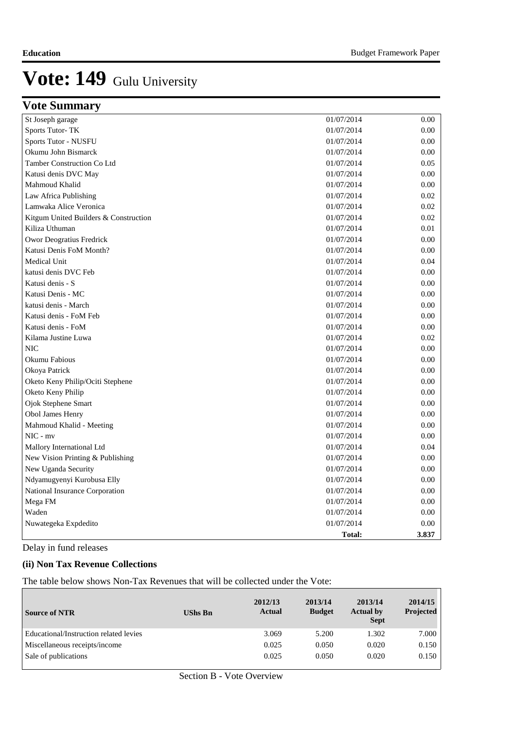# Vote: 149 Gulu University

## Vote Summary

| | | |
|---|---|---|
| St Joseph garage | 01/07/2014 | 0.00 |
| Sports Tutor- TK | 01/07/2014 | 0.00 |
| Sports Tutor - NUSFU | 01/07/2014 | 0.00 |
| Okumu John Bismarck | 01/07/2014 | 0.00 |
| Tamber Construction Co Ltd | 01/07/2014 | 0.05 |
| Katusi denis DVC May | 01/07/2014 | 0.00 |
| Mahmoud Khalid | 01/07/2014 | 0.00 |
| Law Africa Publishing | 01/07/2014 | 0.02 |
| Lamwaka Alice Veronica | 01/07/2014 | 0.02 |
| Kitgum United Builders & Construction | 01/07/2014 | 0.02 |
| Kiliza Uthuman | 01/07/2014 | 0.01 |
| Owor Deogratius Fredrick | 01/07/2014 | 0.00 |
| Katusi Denis FoM Month? | 01/07/2014 | 0.00 |
| Medical Unit | 01/07/2014 | 0.04 |
| katusi denis DVC Feb | 01/07/2014 | 0.00 |
| Katusi denis - S | 01/07/2014 | 0.00 |
| Katusi Denis - MC | 01/07/2014 | 0.00 |
| katusi denis - March | 01/07/2014 | 0.00 |
| Katusi denis - FoM Feb | 01/07/2014 | 0.00 |
| Katusi denis - FoM | 01/07/2014 | 0.00 |
| Kilama Justine Luwa | 01/07/2014 | 0.02 |
| NIC | 01/07/2014 | 0.00 |
| Okumu Fabious | 01/07/2014 | 0.00 |
| Okoya Patrick | 01/07/2014 | 0.00 |
| Oketo Keny Philip/Ociti Stephene | 01/07/2014 | 0.00 |
| Oketo Keny Philip | 01/07/2014 | 0.00 |
| Ojok Stephene Smart | 01/07/2014 | 0.00 |
| Obol James Henry | 01/07/2014 | 0.00 |
| Mahmoud Khalid - Meeting | 01/07/2014 | 0.00 |
| NIC - mv | 01/07/2014 | 0.00 |
| Mallory International Ltd | 01/07/2014 | 0.04 |
| New Vision Printing & Publishing | 01/07/2014 | 0.00 |
| New Uganda Security | 01/07/2014 | 0.00 |
| Ndyamugyenyi Kurobusa Elly | 01/07/2014 | 0.00 |
| National Insurance Corporation | 01/07/2014 | 0.00 |
| Mega FM | 01/07/2014 | 0.00 |
| Waden | 01/07/2014 | 0.00 |
| Nuwategeka Expdedito | 01/07/2014 | 0.00 |
| | **Total:** | **3.837** |

Delay in fund releases

**(ii) Non Tax Revenue Collections**

The table below shows Non-Tax Revenues that will be collected under the Vote:

| Source of NTR | UShs Bn | 2012/13 Actual | 2013/14 Budget | 2013/14 Actual by Sept | 2014/15 Projected |
|---|---|---|---|---|---|
| Educational/Instruction related levies | | 3.069 | 5.200 | 1.302 | 7.000 |
| Miscellaneous receipts/income | | 0.025 | 0.050 | 0.020 | 0.150 |
| Sale of publications | | 0.025 | 0.050 | 0.020 | 0.150 |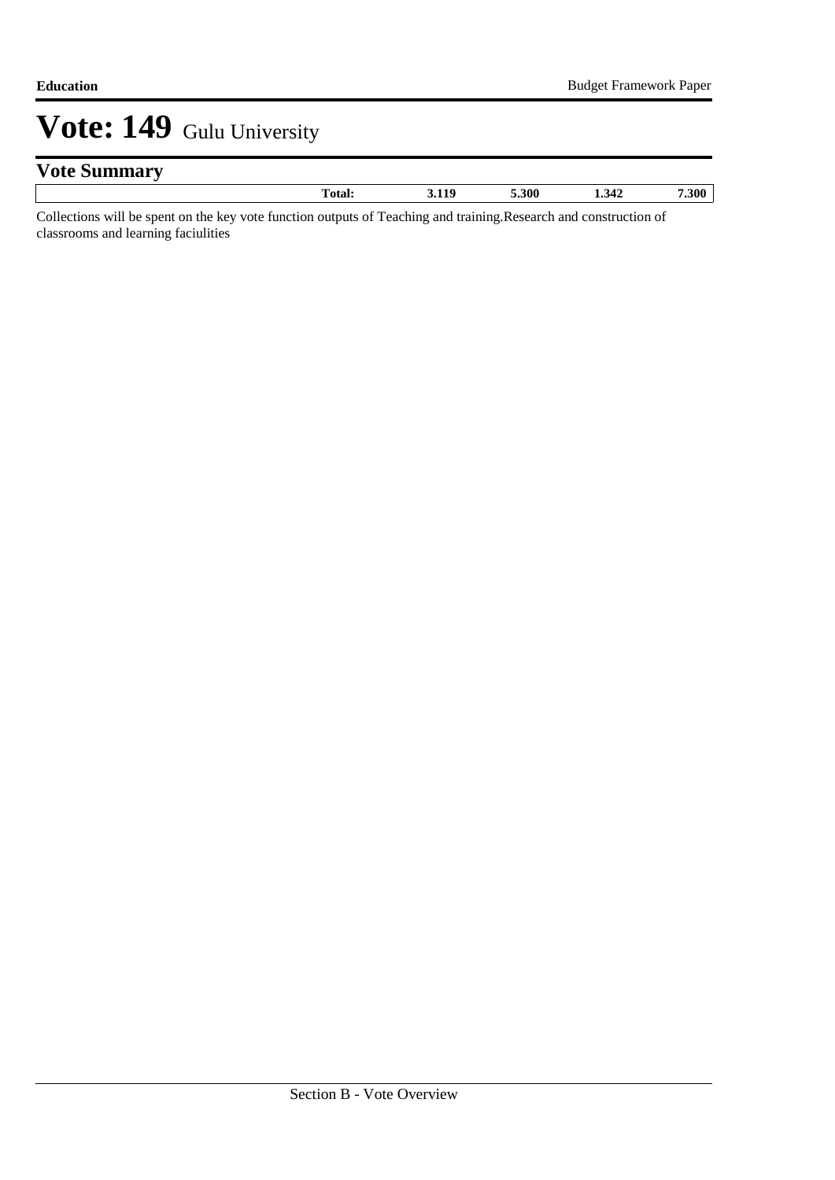# Vote: 149 Gulu University

## Vote Summary

| | | | | |
|---|---|---|---|---|
| **Total:** | **3.119** | **5.300** | **1.342** | **7.300** |

Collections will be spent on the key vote function outputs of Teaching and training.Research and construction of classrooms and learning faciulities